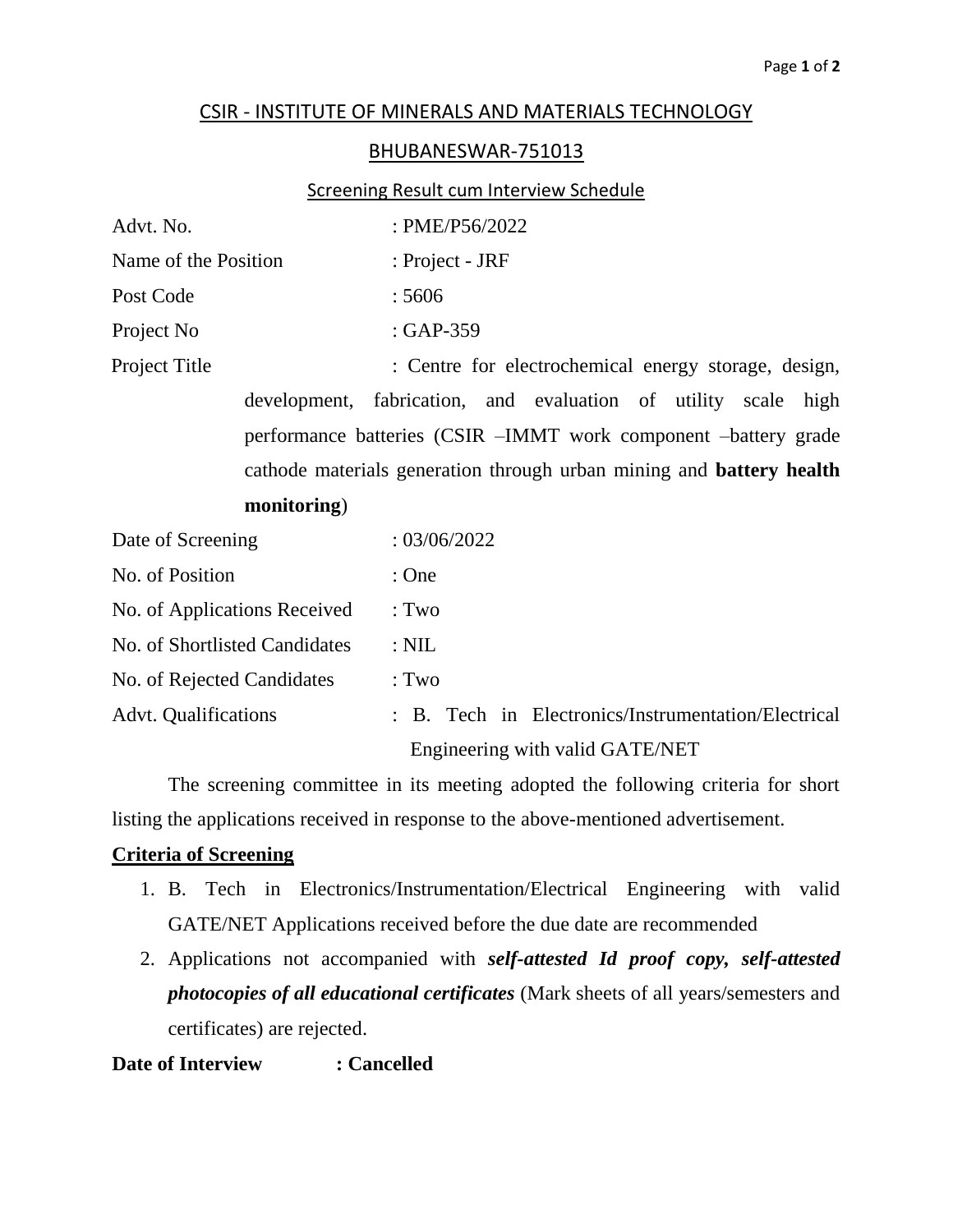# CSIR - INSTITUTE OF MINERALS AND MATERIALS TECHNOLOGY

## BHUBANESWAR-751013

### Screening Result cum Interview Schedule

| | |
|---|---|
| Advt. No. | : PME/P56/2022 |
| Name of the Position | : Project - JRF |
| Post Code | : 5606 |
| Project No | : GAP-359 |
| Project Title | : Centre for electrochemical energy storage, design, development, fabrication, and evaluation of utility scale high performance batteries (CSIR –IMMT work component –battery grade cathode materials generation through urban mining and **battery health monitoring**) |
| Date of Screening | : 03/06/2022 |
| No. of Position | : One |
| No. of Applications Received | : Two |
| No. of Shortlisted Candidates | : NIL |
| No. of Rejected Candidates | : Two |
| Advt. Qualifications | : B. Tech in Electronics/Instrumentation/Electrical Engineering with valid GATE/NET |

The screening committee in its meeting adopted the following criteria for short listing the applications received in response to the above-mentioned advertisement.

**Criteria of Screening**

1. B. Tech in Electronics/Instrumentation/Electrical Engineering with valid GATE/NET Applications received before the due date are recommended
2. Applications not accompanied with ***self-attested Id proof copy, self-attested photocopies of all educational certificates*** (Mark sheets of all years/semesters and certificates) are rejected.

**Date of Interview : Cancelled**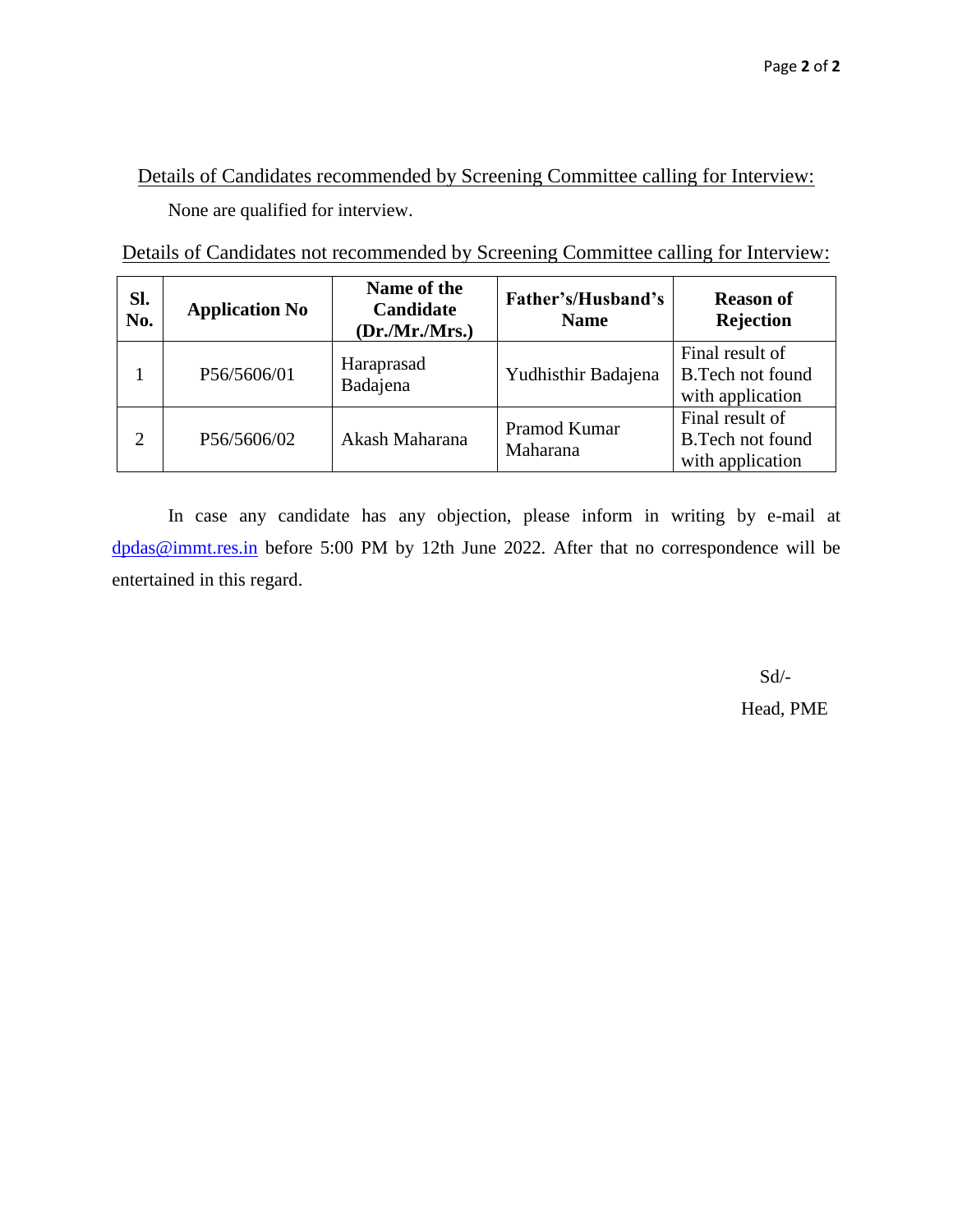Details of Candidates recommended by Screening Committee calling for Interview:

None are qualified for interview.

Details of Candidates not recommended by Screening Committee calling for Interview:

| Sl. No. | Application No | Name of the Candidate (Dr./Mr./Mrs.) | Father's/Husband's Name | Reason of Rejection |
|---|---|---|---|---|
| 1 | P56/5606/01 | Haraprasad Badajena | Yudhisthir Badajena | Final result of B.Tech not found with application |
| 2 | P56/5606/02 | Akash Maharana | Pramod Kumar Maharana | Final result of B.Tech not found with application |

In case any candidate has any objection, please inform in writing by e-mail at dpdas@immt.res.in before 5:00 PM by 12th June 2022. After that no correspondence will be entertained in this regard.

Sd/-

Head, PME